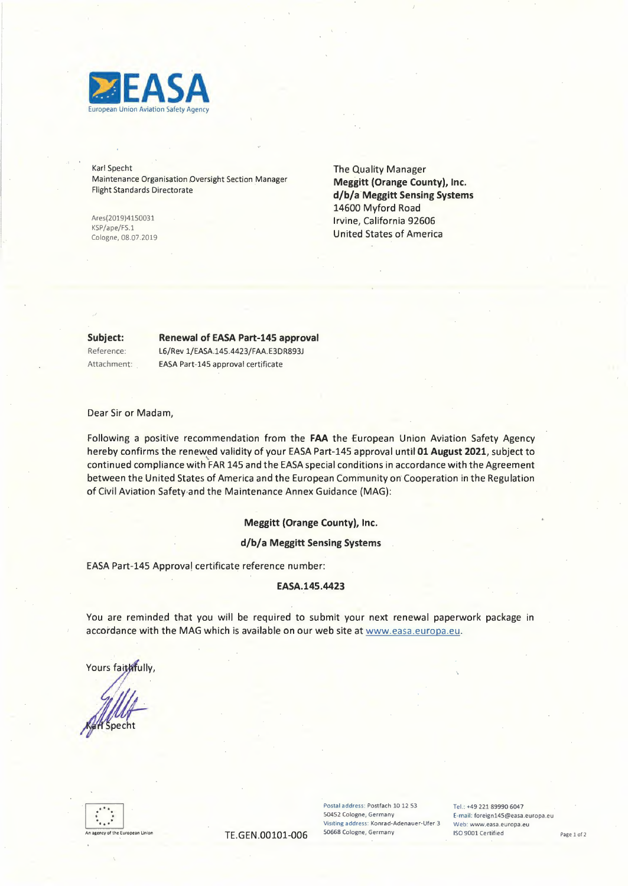**EASA**
European Union Aviation Safety Agency

Karl Specht
Maintenance Organisation Oversight Section Manager
Flight Standards Directorate

Ares(2019)4150031
KSP/ape/FS.1
Cologne, 08.07.2019

The Quality Manager
**Meggitt (Orange County), Inc.**
**d/b/a Meggitt Sensing Systems**
14600 Myford Road
Irvine, California 92606
United States of America

**Subject:** **Renewal of EASA Part-145 approval**
Reference: L6/Rev 1/EASA.145.4423/FAA.E3DR893J
Attachment: EASA Part-145 approval certificate

Dear Sir or Madam,

Following a positive recommendation from the **FAA** the European Union Aviation Safety Agency hereby confirms the renewed validity of your EASA Part-145 approval until **01 August 2021**, subject to continued compliance with FAR 145 and the EASA special conditions in accordance with the Agreement between the United States of America and the European Community on Cooperation in the Regulation of Civil Aviation Safety and the Maintenance Annex Guidance (MAG):

**Meggitt (Orange County), Inc.**

**d/b/a Meggitt Sensing Systems**

EASA Part-145 Approval certificate reference number:

**EASA.145.4423**

You are reminded that you will be required to submit your next renewal paperwork package in accordance with the MAG which is available on our web site at www.easa.europa.eu.

Yours faithfully,

Karl Specht

An agency of the European Union

TE.GEN.00101-006

Postal address: Postfach 10 12 53
50452 Cologne, Germany
Visiting address: Konrad-Adenauer-Ufer 3
50668 Cologne, Germany

Tel.: +49 221 89990 6047
E-mail: foreign145@easa.europa.eu
Web: www.easa.europa.eu
ISO 9001 Certified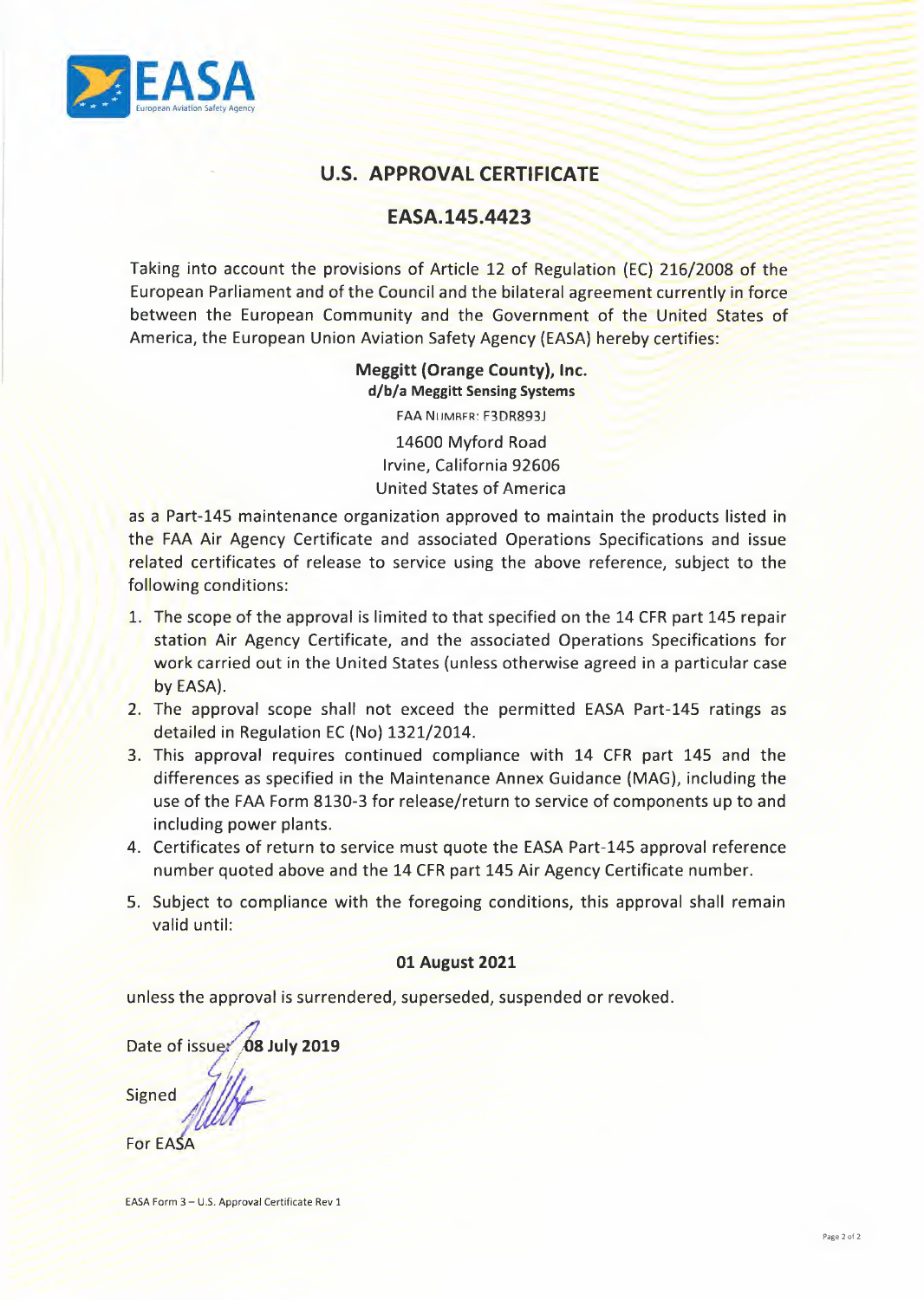EASA

European Aviation Safety Agency

## U.S. APPROVAL CERTIFICATE

## EASA.145.4423

Taking into account the provisions of Article 12 of Regulation (EC) 216/2008 of the European Parliament and of the Council and the bilateral agreement currently in force between the European Community and the Government of the United States of America, the European Union Aviation Safety Agency (EASA) hereby certifies:

**Meggitt (Orange County), Inc.**
**d/b/a Meggitt Sensing Systems**
FAA NUMBER: F3DR893J
14600 Myford Road
Irvine, California 92606
United States of America

as a Part-145 maintenance organization approved to maintain the products listed in the FAA Air Agency Certificate and associated Operations Specifications and issue related certificates of release to service using the above reference, subject to the following conditions:

1. The scope of the approval is limited to that specified on the 14 CFR part 145 repair station Air Agency Certificate, and the associated Operations Specifications for work carried out in the United States (unless otherwise agreed in a particular case by EASA).
2. The approval scope shall not exceed the permitted EASA Part-145 ratings as detailed in Regulation EC (No) 1321/2014.
3. This approval requires continued compliance with 14 CFR part 145 and the differences as specified in the Maintenance Annex Guidance (MAG), including the use of the FAA Form 8130-3 for release/return to service of components up to and including power plants.
4. Certificates of return to service must quote the EASA Part-145 approval reference number quoted above and the 14 CFR part 145 Air Agency Certificate number.
5. Subject to compliance with the foregoing conditions, this approval shall remain valid until:

**01 August 2021**

unless the approval is surrendered, superseded, suspended or revoked.

Date of issue: **08 July 2019**

Signed

For EASA

EASA Form 3 – U.S. Approval Certificate Rev 1